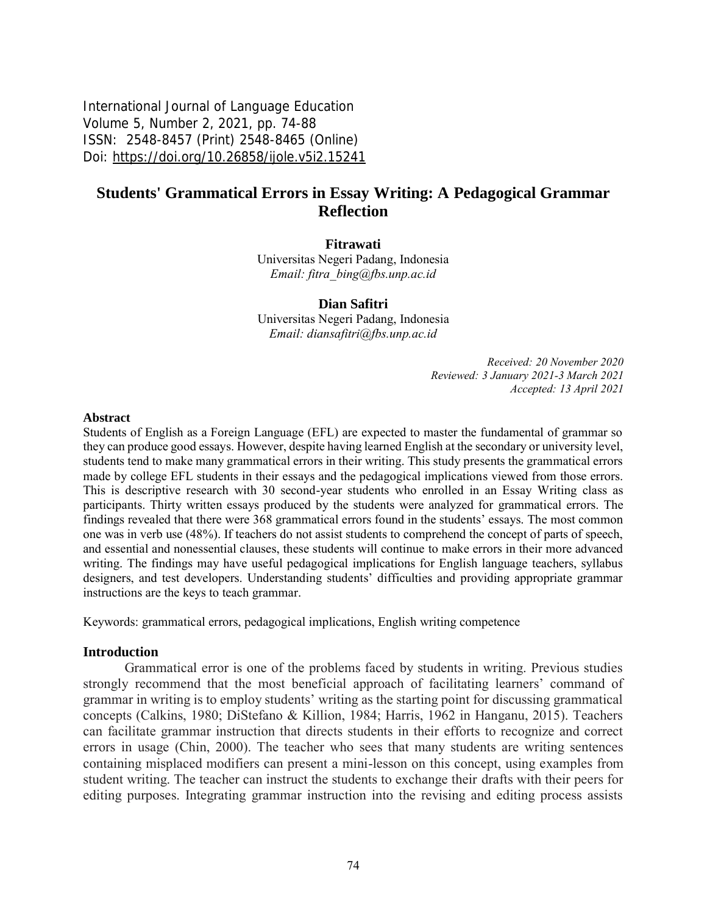International Journal of Language Education
Volume 5, Number 2, 2021, pp. 74-88
ISSN: 2548-8457 (Print) 2548-8465 (Online)
Doi: https://doi.org/10.26858/ijole.v5i2.15241

# Students' Grammatical Errors in Essay Writing: A Pedagogical Grammar Reflection

**Fitrawati**
Universitas Negeri Padang, Indonesia
*Email: fitra_bing@fbs.unp.ac.id*

**Dian Safitri**
Universitas Negeri Padang, Indonesia
*Email: diansafitri@fbs.unp.ac.id*

*Received: 20 November 2020*
*Reviewed: 3 January 2021-3 March 2021*
*Accepted: 13 April 2021*

## Abstract

Students of English as a Foreign Language (EFL) are expected to master the fundamental of grammar so they can produce good essays. However, despite having learned English at the secondary or university level, students tend to make many grammatical errors in their writing. This study presents the grammatical errors made by college EFL students in their essays and the pedagogical implications viewed from those errors. This is descriptive research with 30 second-year students who enrolled in an Essay Writing class as participants. Thirty written essays produced by the students were analyzed for grammatical errors. The findings revealed that there were 368 grammatical errors found in the students' essays. The most common one was in verb use (48%). If teachers do not assist students to comprehend the concept of parts of speech, and essential and nonessential clauses, these students will continue to make errors in their more advanced writing. The findings may have useful pedagogical implications for English language teachers, syllabus designers, and test developers. Understanding students' difficulties and providing appropriate grammar instructions are the keys to teach grammar.

Keywords: grammatical errors, pedagogical implications, English writing competence

## Introduction

Grammatical error is one of the problems faced by students in writing. Previous studies strongly recommend that the most beneficial approach of facilitating learners' command of grammar in writing is to employ students' writing as the starting point for discussing grammatical concepts (Calkins, 1980; DiStefano & Killion, 1984; Harris, 1962 in Hanganu, 2015). Teachers can facilitate grammar instruction that directs students in their efforts to recognize and correct errors in usage (Chin, 2000). The teacher who sees that many students are writing sentences containing misplaced modifiers can present a mini-lesson on this concept, using examples from student writing. The teacher can instruct the students to exchange their drafts with their peers for editing purposes. Integrating grammar instruction into the revising and editing process assists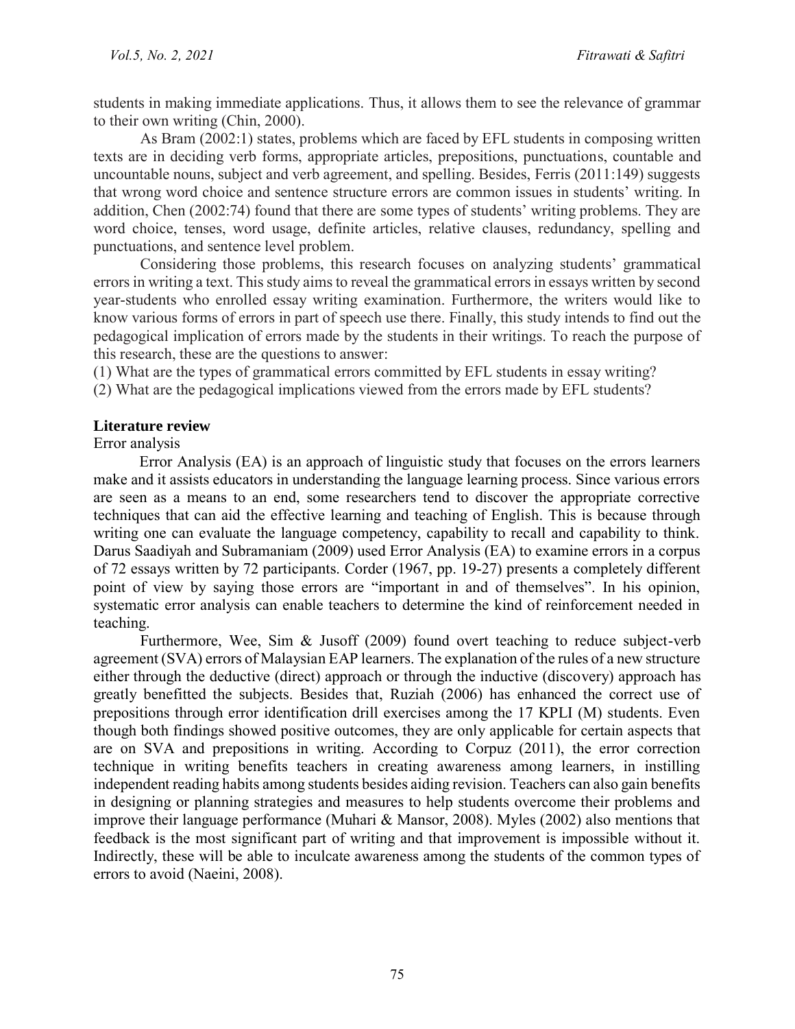students in making immediate applications. Thus, it allows them to see the relevance of grammar to their own writing (Chin, 2000).

As Bram (2002:1) states, problems which are faced by EFL students in composing written texts are in deciding verb forms, appropriate articles, prepositions, punctuations, countable and uncountable nouns, subject and verb agreement, and spelling. Besides, Ferris (2011:149) suggests that wrong word choice and sentence structure errors are common issues in students' writing. In addition, Chen (2002:74) found that there are some types of students' writing problems. They are word choice, tenses, word usage, definite articles, relative clauses, redundancy, spelling and punctuations, and sentence level problem.

Considering those problems, this research focuses on analyzing students' grammatical errors in writing a text. This study aims to reveal the grammatical errors in essays written by second year-students who enrolled essay writing examination. Furthermore, the writers would like to know various forms of errors in part of speech use there. Finally, this study intends to find out the pedagogical implication of errors made by the students in their writings. To reach the purpose of this research, these are the questions to answer:

(1) What are the types of grammatical errors committed by EFL students in essay writing?

(2) What are the pedagogical implications viewed from the errors made by EFL students?

## Literature review

### Error analysis

Error Analysis (EA) is an approach of linguistic study that focuses on the errors learners make and it assists educators in understanding the language learning process. Since various errors are seen as a means to an end, some researchers tend to discover the appropriate corrective techniques that can aid the effective learning and teaching of English. This is because through writing one can evaluate the language competency, capability to recall and capability to think. Darus Saadiyah and Subramaniam (2009) used Error Analysis (EA) to examine errors in a corpus of 72 essays written by 72 participants. Corder (1967, pp. 19-27) presents a completely different point of view by saying those errors are "important in and of themselves". In his opinion, systematic error analysis can enable teachers to determine the kind of reinforcement needed in teaching.

Furthermore, Wee, Sim & Jusoff (2009) found overt teaching to reduce subject-verb agreement (SVA) errors of Malaysian EAP learners. The explanation of the rules of a new structure either through the deductive (direct) approach or through the inductive (discovery) approach has greatly benefitted the subjects. Besides that, Ruziah (2006) has enhanced the correct use of prepositions through error identification drill exercises among the 17 KPLI (M) students. Even though both findings showed positive outcomes, they are only applicable for certain aspects that are on SVA and prepositions in writing. According to Corpuz (2011), the error correction technique in writing benefits teachers in creating awareness among learners, in instilling independent reading habits among students besides aiding revision. Teachers can also gain benefits in designing or planning strategies and measures to help students overcome their problems and improve their language performance (Muhari & Mansor, 2008). Myles (2002) also mentions that feedback is the most significant part of writing and that improvement is impossible without it. Indirectly, these will be able to inculcate awareness among the students of the common types of errors to avoid (Naeini, 2008).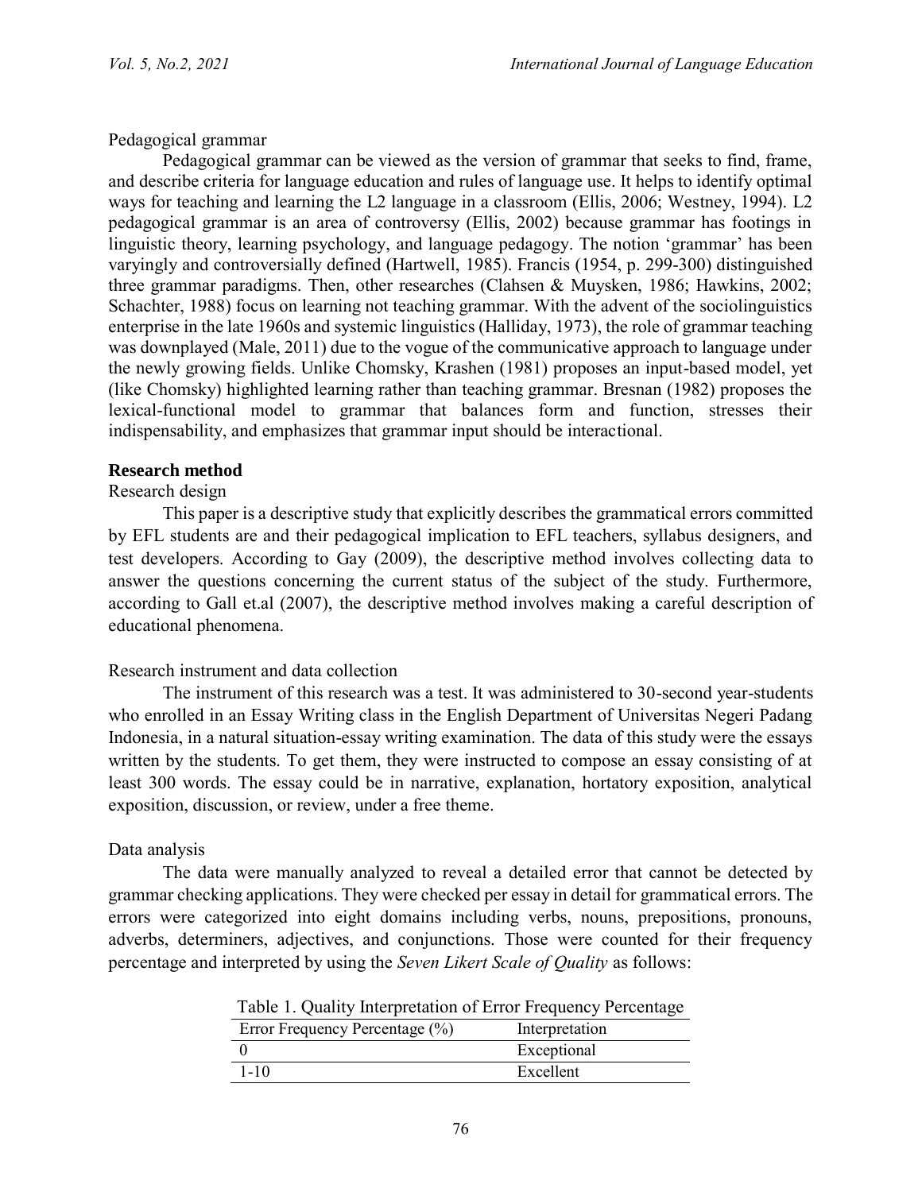Pedagogical grammar

Pedagogical grammar can be viewed as the version of grammar that seeks to find, frame, and describe criteria for language education and rules of language use. It helps to identify optimal ways for teaching and learning the L2 language in a classroom (Ellis, 2006; Westney, 1994). L2 pedagogical grammar is an area of controversy (Ellis, 2002) because grammar has footings in linguistic theory, learning psychology, and language pedagogy. The notion 'grammar' has been varyingly and controversially defined (Hartwell, 1985). Francis (1954, p. 299-300) distinguished three grammar paradigms. Then, other researches (Clahsen & Muysken, 1986; Hawkins, 2002; Schachter, 1988) focus on learning not teaching grammar. With the advent of the sociolinguistics enterprise in the late 1960s and systemic linguistics (Halliday, 1973), the role of grammar teaching was downplayed (Male, 2011) due to the vogue of the communicative approach to language under the newly growing fields. Unlike Chomsky, Krashen (1981) proposes an input-based model, yet (like Chomsky) highlighted learning rather than teaching grammar. Bresnan (1982) proposes the lexical-functional model to grammar that balances form and function, stresses their indispensability, and emphasizes that grammar input should be interactional.

## Research method

Research design

This paper is a descriptive study that explicitly describes the grammatical errors committed by EFL students are and their pedagogical implication to EFL teachers, syllabus designers, and test developers. According to Gay (2009), the descriptive method involves collecting data to answer the questions concerning the current status of the subject of the study. Furthermore, according to Gall et.al (2007), the descriptive method involves making a careful description of educational phenomena.

Research instrument and data collection

The instrument of this research was a test. It was administered to 30-second year-students who enrolled in an Essay Writing class in the English Department of Universitas Negeri Padang Indonesia, in a natural situation-essay writing examination. The data of this study were the essays written by the students. To get them, they were instructed to compose an essay consisting of at least 300 words. The essay could be in narrative, explanation, hortatory exposition, analytical exposition, discussion, or review, under a free theme.

Data analysis

The data were manually analyzed to reveal a detailed error that cannot be detected by grammar checking applications. They were checked per essay in detail for grammatical errors. The errors were categorized into eight domains including verbs, nouns, prepositions, pronouns, adverbs, determiners, adjectives, and conjunctions. Those were counted for their frequency percentage and interpreted by using the *Seven Likert Scale of Quality* as follows:

Table 1. Quality Interpretation of Error Frequency Percentage

| Error Frequency Percentage (%) | Interpretation |
|---|---|
| 0 | Exceptional |
| 1-10 | Excellent |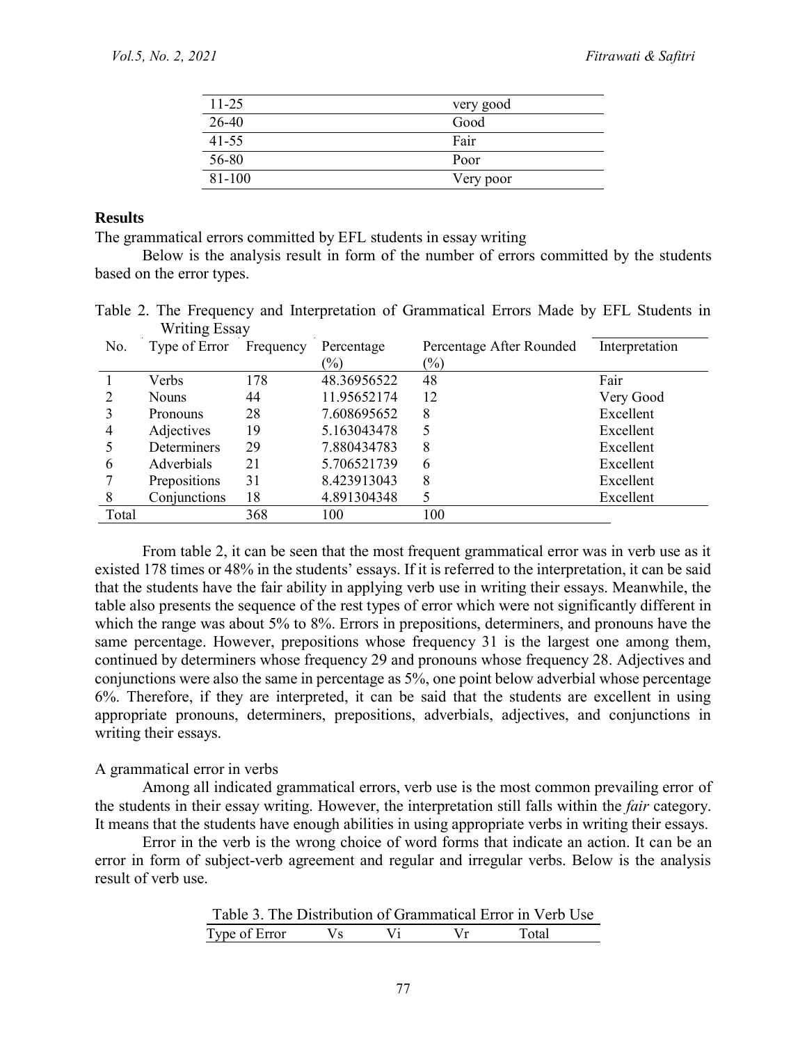| 11-25 | very good |
|---|---|
| 26-40 | Good |
| 41-55 | Fair |
| 56-80 | Poor |
| 81-100 | Very poor |

## Results

The grammatical errors committed by EFL students in essay writing

Below is the analysis result in form of the number of errors committed by the students based on the error types.

Table 2. The Frequency and Interpretation of Grammatical Errors Made by EFL Students in Writing Essay

| No. | Type of Error | Frequency | Percentage (%) | Percentage After Rounded (%) | Interpretation |
|---|---|---|---|---|---|
| 1 | Verbs | 178 | 48.36956522 | 48 | Fair |
| 2 | Nouns | 44 | 11.95652174 | 12 | Very Good |
| 3 | Pronouns | 28 | 7.608695652 | 8 | Excellent |
| 4 | Adjectives | 19 | 5.163043478 | 5 | Excellent |
| 5 | Determiners | 29 | 7.880434783 | 8 | Excellent |
| 6 | Adverbials | 21 | 5.706521739 | 6 | Excellent |
| 7 | Prepositions | 31 | 8.423913043 | 8 | Excellent |
| 8 | Conjunctions | 18 | 4.891304348 | 5 | Excellent |
| Total | | 368 | 100 | 100 | |

From table 2, it can be seen that the most frequent grammatical error was in verb use as it existed 178 times or 48% in the students' essays. If it is referred to the interpretation, it can be said that the students have the fair ability in applying verb use in writing their essays. Meanwhile, the table also presents the sequence of the rest types of error which were not significantly different in which the range was about 5% to 8%. Errors in prepositions, determiners, and pronouns have the same percentage. However, prepositions whose frequency 31 is the largest one among them, continued by determiners whose frequency 29 and pronouns whose frequency 28. Adjectives and conjunctions were also the same in percentage as 5%, one point below adverbial whose percentage 6%. Therefore, if they are interpreted, it can be said that the students are excellent in using appropriate pronouns, determiners, prepositions, adverbials, adjectives, and conjunctions in writing their essays.

A grammatical error in verbs

Among all indicated grammatical errors, verb use is the most common prevailing error of the students in their essay writing. However, the interpretation still falls within the *fair* category. It means that the students have enough abilities in using appropriate verbs in writing their essays.

Error in the verb is the wrong choice of word forms that indicate an action. It can be an error in form of subject-verb agreement and regular and irregular verbs. Below is the analysis result of verb use.

Table 3. The Distribution of Grammatical Error in Verb Use

| Type of Error | Vs | Vi | Vr | Total |
|---|---|---|---|---|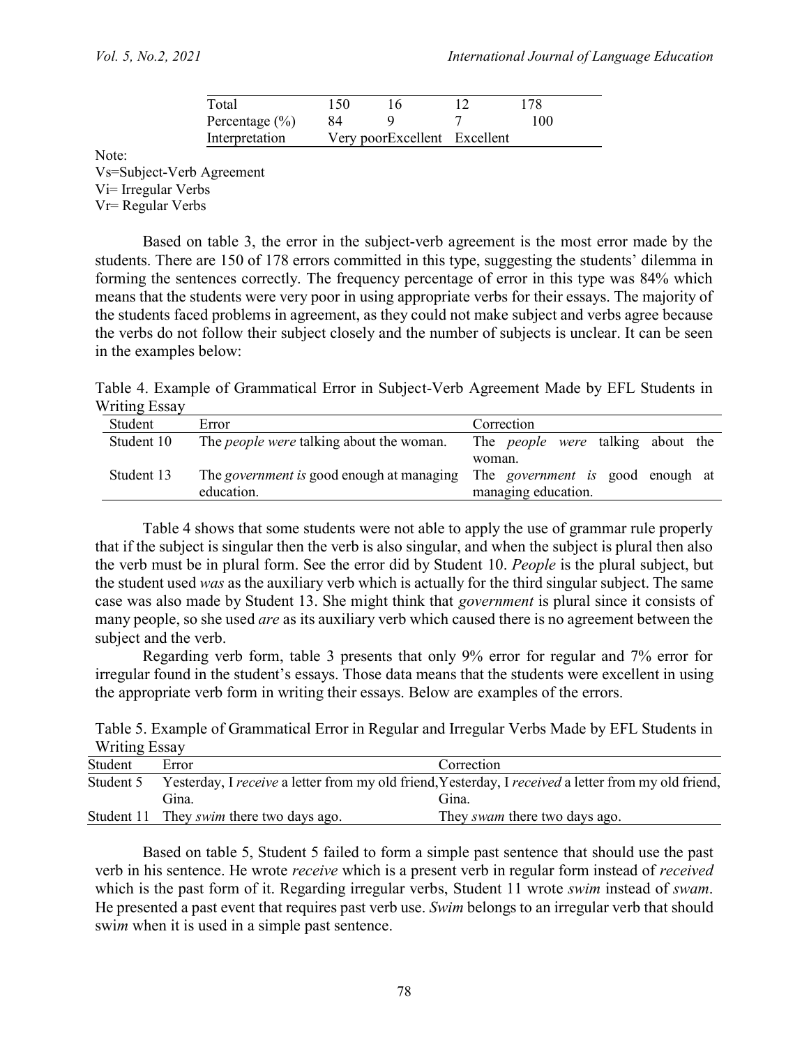| Total | 150 | 16 | 12 | 178 |
|---|---|---|---|---|
| Percentage (%) | 84 | 9 | 7 | 100 |
| Interpretation | Very poor | Excellent | Excellent | |

Note:
Vs=Subject-Verb Agreement
Vi= Irregular Verbs
Vr= Regular Verbs

Based on table 3, the error in the subject-verb agreement is the most error made by the students. There are 150 of 178 errors committed in this type, suggesting the students' dilemma in forming the sentences correctly. The frequency percentage of error in this type was 84% which means that the students were very poor in using appropriate verbs for their essays. The majority of the students faced problems in agreement, as they could not make subject and verbs agree because the verbs do not follow their subject closely and the number of subjects is unclear. It can be seen in the examples below:

Table 4. Example of Grammatical Error in Subject-Verb Agreement Made by EFL Students in Writing Essay

| Student | Error | Correction |
|---|---|---|
| Student 10 | The *people were* talking about the woman. | The *people were* talking about the woman. |
| Student 13 | The *government is* good enough at managing education. | The *government is* good enough at managing education. |

Table 4 shows that some students were not able to apply the use of grammar rule properly that if the subject is singular then the verb is also singular, and when the subject is plural then also the verb must be in plural form. See the error did by Student 10. *People* is the plural subject, but the student used *was* as the auxiliary verb which is actually for the third singular subject. The same case was also made by Student 13. She might think that *government* is plural since it consists of many people, so she used *are* as its auxiliary verb which caused there is no agreement between the subject and the verb.

Regarding verb form, table 3 presents that only 9% error for regular and 7% error for irregular found in the student's essays. Those data means that the students were excellent in using the appropriate verb form in writing their essays. Below are examples of the errors.

Table 5. Example of Grammatical Error in Regular and Irregular Verbs Made by EFL Students in Writing Essay

| Student | Error | Correction |
|---|---|---|
| Student 5 | Yesterday, I *receive* a letter from my old friend, Gina. | Yesterday, I *received* a letter from my old friend, Gina. |
| Student 11 | They *swim* there two days ago. | They *swam* there two days ago. |

Based on table 5, Student 5 failed to form a simple past sentence that should use the past verb in his sentence. He wrote *receive* which is a present verb in regular form instead of *received* which is the past form of it. Regarding irregular verbs, Student 11 wrote *swim* instead of *swam*. He presented a past event that requires past verb use. *Swim* belongs to an irregular verb that should swi*m* when it is used in a simple past sentence.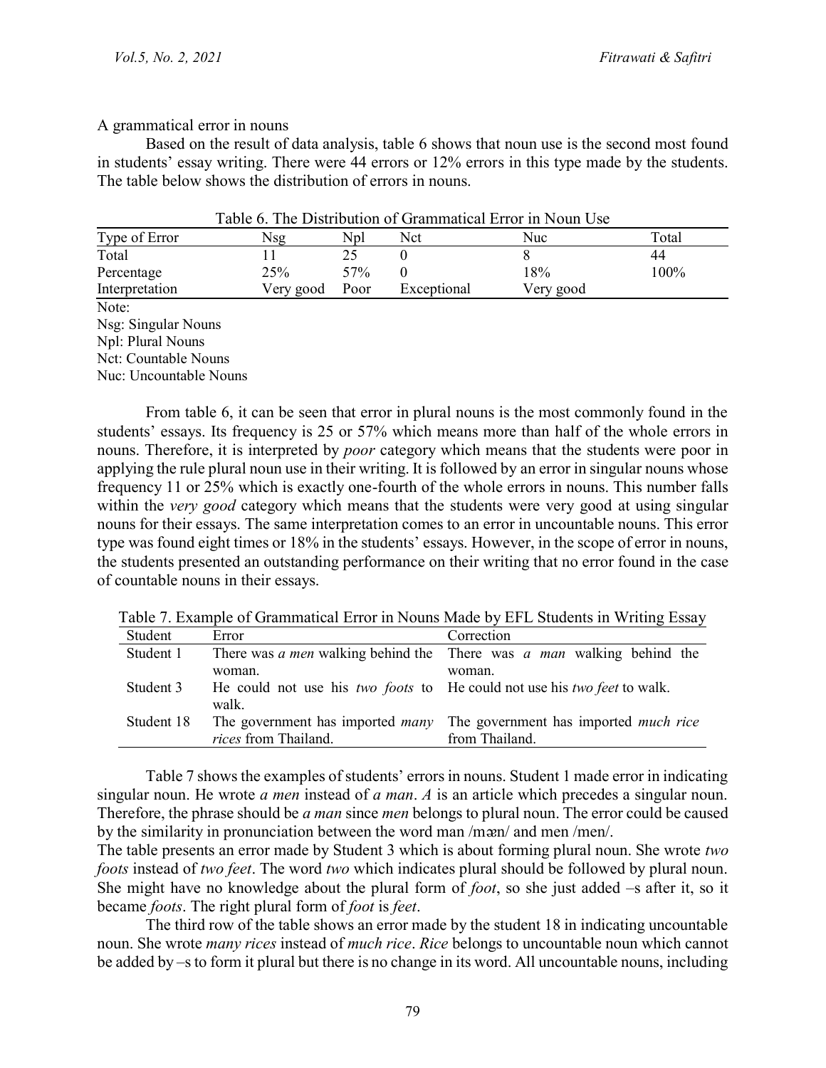A grammatical error in nouns

Based on the result of data analysis, table 6 shows that noun use is the second most found in students' essay writing. There were 44 errors or 12% errors in this type made by the students. The table below shows the distribution of errors in nouns.

Table 6. The Distribution of Grammatical Error in Noun Use

| Type of Error | Nsg | Npl | Nct | Nuc | Total |
|---|---|---|---|---|---|
| Total | 11 | 25 | 0 | 8 | 44 |
| Percentage | 25% | 57% | 0 | 18% | 100% |
| Interpretation | Very good | Poor | Exceptional | Very good | |

Note:
Nsg: Singular Nouns
Npl: Plural Nouns
Nct: Countable Nouns
Nuc: Uncountable Nouns

From table 6, it can be seen that error in plural nouns is the most commonly found in the students' essays. Its frequency is 25 or 57% which means more than half of the whole errors in nouns. Therefore, it is interpreted by *poor* category which means that the students were poor in applying the rule plural noun use in their writing. It is followed by an error in singular nouns whose frequency 11 or 25% which is exactly one-fourth of the whole errors in nouns. This number falls within the *very good* category which means that the students were very good at using singular nouns for their essays. The same interpretation comes to an error in uncountable nouns. This error type was found eight times or 18% in the students' essays. However, in the scope of error in nouns, the students presented an outstanding performance on their writing that no error found in the case of countable nouns in their essays.

Table 7. Example of Grammatical Error in Nouns Made by EFL Students in Writing Essay

| Student | Error | Correction |
|---|---|---|
| Student 1 | There was *a men* walking behind the woman. | There was *a man* walking behind the woman. |
| Student 3 | He could not use his *two foots* to walk. | He could not use his *two feet* to walk. |
| Student 18 | The government has imported *many rices* from Thailand. | The government has imported *much rice* from Thailand. |

Table 7 shows the examples of students' errors in nouns. Student 1 made error in indicating singular noun. He wrote *a men* instead of *a man*. *A* is an article which precedes a singular noun. Therefore, the phrase should be *a man* since *men* belongs to plural noun. The error could be caused by the similarity in pronunciation between the word man /mæn/ and men /men/.

The table presents an error made by Student 3 which is about forming plural noun. She wrote *two foots* instead of *two feet*. The word *two* which indicates plural should be followed by plural noun. She might have no knowledge about the plural form of *foot*, so she just added –s after it, so it became *foots*. The right plural form of *foot* is *feet*.

The third row of the table shows an error made by the student 18 in indicating uncountable noun. She wrote *many rices* instead of *much rice*. *Rice* belongs to uncountable noun which cannot be added by –s to form it plural but there is no change in its word. All uncountable nouns, including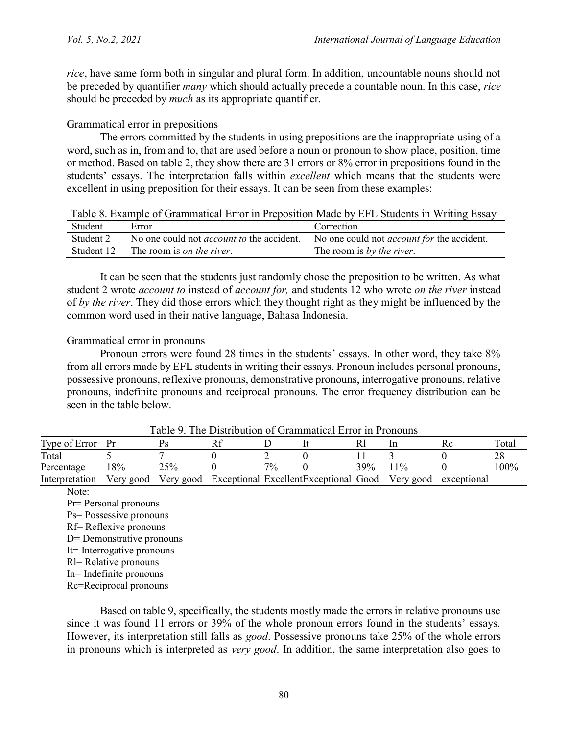*rice*, have same form both in singular and plural form. In addition, uncountable nouns should not be preceded by quantifier *many* which should actually precede a countable noun. In this case, *rice* should be preceded by *much* as its appropriate quantifier.

### Grammatical error in prepositions

The errors committed by the students in using prepositions are the inappropriate using of a word, such as in, from and to, that are used before a noun or pronoun to show place, position, time or method. Based on table 2, they show there are 31 errors or 8% error in prepositions found in the students' essays. The interpretation falls within *excellent* which means that the students were excellent in using preposition for their essays. It can be seen from these examples:

Table 8. Example of Grammatical Error in Preposition Made by EFL Students in Writing Essay

| Student | Error | Correction |
|---|---|---|
| Student 2 | No one could not *account to* the accident. | No one could not *account for* the accident. |
| Student 12 | The room is *on the river*. | The room is *by the river*. |

It can be seen that the students just randomly chose the preposition to be written. As what student 2 wrote *account to* instead of *account for,* and students 12 who wrote *on the river* instead of *by the river*. They did those errors which they thought right as they might be influenced by the common word used in their native language, Bahasa Indonesia.

### Grammatical error in pronouns

Pronoun errors were found 28 times in the students' essays. In other word, they take 8% from all errors made by EFL students in writing their essays. Pronoun includes personal pronouns, possessive pronouns, reflexive pronouns, demonstrative pronouns, interrogative pronouns, relative pronouns, indefinite pronouns and reciprocal pronouns. The error frequency distribution can be seen in the table below.

Table 9. The Distribution of Grammatical Error in Pronouns

| Type of Error | Pr | Ps | Rf | D | It | Rl | In | Rc | Total |
|---|---|---|---|---|---|---|---|---|---|
| Total | 5 | 7 | 0 | 2 | 0 | 11 | 3 | 0 | 28 |
| Percentage | 18% | 25% | 0 | 7% | 0 | 39% | 11% | 0 | 100% |
| Interpretation | Very good | Very good | Exceptional | Excellent | Exceptional | Good | Very good | exceptional | |

Note:
Pr= Personal pronouns
Ps= Possessive pronouns
Rf= Reflexive pronouns
D= Demonstrative pronouns
It= Interrogative pronouns
Rl= Relative pronouns
In= Indefinite pronouns
Rc=Reciprocal pronouns

Based on table 9, specifically, the students mostly made the errors in relative pronouns use since it was found 11 errors or 39% of the whole pronoun errors found in the students' essays. However, its interpretation still falls as *good*. Possessive pronouns take 25% of the whole errors in pronouns which is interpreted as *very good*. In addition, the same interpretation also goes to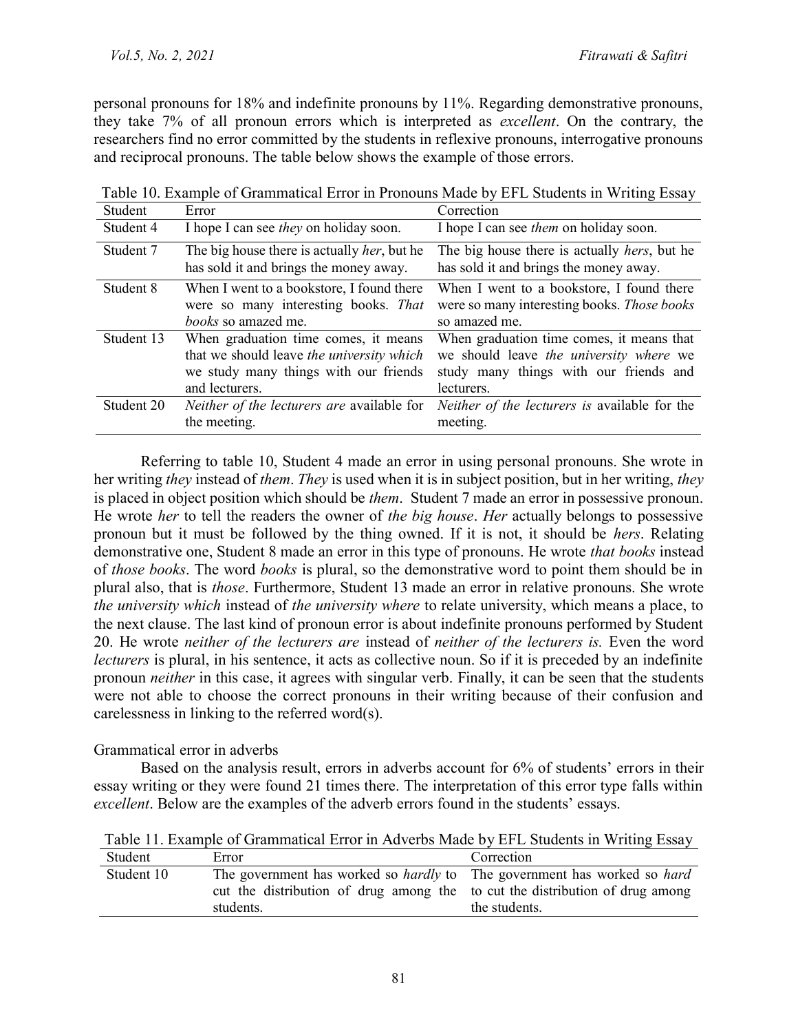personal pronouns for 18% and indefinite pronouns by 11%. Regarding demonstrative pronouns, they take 7% of all pronoun errors which is interpreted as *excellent*. On the contrary, the researchers find no error committed by the students in reflexive pronouns, interrogative pronouns and reciprocal pronouns. The table below shows the example of those errors.

Table 10. Example of Grammatical Error in Pronouns Made by EFL Students in Writing Essay

| Student | Error | Correction |
|---|---|---|
| Student 4 | I hope I can see *they* on holiday soon. | I hope I can see *them* on holiday soon. |
| Student 7 | The big house there is actually *her*, but he has sold it and brings the money away. | The big house there is actually *hers*, but he has sold it and brings the money away. |
| Student 8 | When I went to a bookstore, I found there were so many interesting books. *That books* so amazed me. | When I went to a bookstore, I found there were so many interesting books. *Those books* so amazed me. |
| Student 13 | When graduation time comes, it means that we should leave *the university which* we study many things with our friends and lecturers. | When graduation time comes, it means that we should leave *the university where* we study many things with our friends and lecturers. |
| Student 20 | *Neither of the lecturers are* available for the meeting. | *Neither of the lecturers is* available for the meeting. |

Referring to table 10, Student 4 made an error in using personal pronouns. She wrote in her writing *they* instead of *them*. *They* is used when it is in subject position, but in her writing, *they* is placed in object position which should be *them*. Student 7 made an error in possessive pronoun. He wrote *her* to tell the readers the owner of *the big house*. *Her* actually belongs to possessive pronoun but it must be followed by the thing owned. If it is not, it should be *hers*. Relating demonstrative one, Student 8 made an error in this type of pronouns. He wrote *that books* instead of *those books*. The word *books* is plural, so the demonstrative word to point them should be in plural also, that is *those*. Furthermore, Student 13 made an error in relative pronouns. She wrote *the university which* instead of *the university where* to relate university, which means a place, to the next clause. The last kind of pronoun error is about indefinite pronouns performed by Student 20. He wrote *neither of the lecturers are* instead of *neither of the lecturers is.* Even the word *lecturers* is plural, in his sentence, it acts as collective noun. So if it is preceded by an indefinite pronoun *neither* in this case, it agrees with singular verb. Finally, it can be seen that the students were not able to choose the correct pronouns in their writing because of their confusion and carelessness in linking to the referred word(s).

Grammatical error in adverbs

Based on the analysis result, errors in adverbs account for 6% of students' errors in their essay writing or they were found 21 times there. The interpretation of this error type falls within *excellent*. Below are the examples of the adverb errors found in the students' essays.

Table 11. Example of Grammatical Error in Adverbs Made by EFL Students in Writing Essay

| Student | Error | Correction |
|---|---|---|
| Student 10 | The government has worked so *hardly* to cut the distribution of drug among the students. | The government has worked so *hard* to cut the distribution of drug among the students. |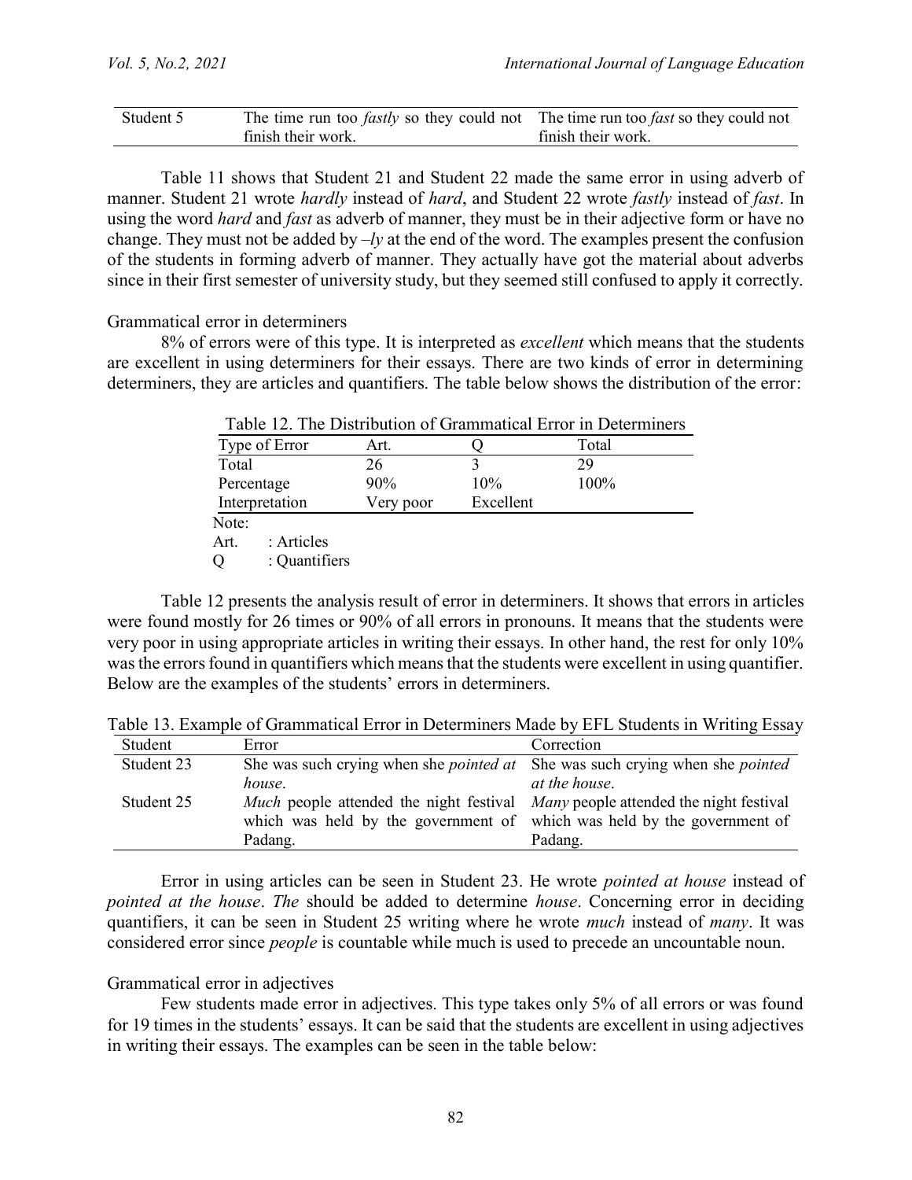| Student 5 | The time run too *fastly* so they could not finish their work. | The time run too *fast* so they could not finish their work. |
|---|---|---|

Table 11 shows that Student 21 and Student 22 made the same error in using adverb of manner. Student 21 wrote *hardly* instead of *hard*, and Student 22 wrote *fastly* instead of *fast*. In using the word *hard* and *fast* as adverb of manner, they must be in their adjective form or have no change. They must not be added by *–ly* at the end of the word. The examples present the confusion of the students in forming adverb of manner. They actually have got the material about adverbs since in their first semester of university study, but they seemed still confused to apply it correctly.

Grammatical error in determiners

8% of errors were of this type. It is interpreted as *excellent* which means that the students are excellent in using determiners for their essays. There are two kinds of error in determining determiners, they are articles and quantifiers. The table below shows the distribution of the error:

Table 12. The Distribution of Grammatical Error in Determiners

| Type of Error | Art. | Q | Total |
|---|---|---|---|
| Total | 26 | 3 | 29 |
| Percentage | 90% | 10% | 100% |
| Interpretation | Very poor | Excellent | |

Note:
Art. : Articles
Q : Quantifiers

Table 12 presents the analysis result of error in determiners. It shows that errors in articles were found mostly for 26 times or 90% of all errors in pronouns. It means that the students were very poor in using appropriate articles in writing their essays. In other hand, the rest for only 10% was the errors found in quantifiers which means that the students were excellent in using quantifier. Below are the examples of the students' errors in determiners.

Table 13. Example of Grammatical Error in Determiners Made by EFL Students in Writing Essay

| Student | Error | Correction |
|---|---|---|
| Student 23 | She was such crying when she *pointed at house*. | She was such crying when she *pointed at the house*. |
| Student 25 | *Much* people attended the night festival which was held by the government of Padang. | *Many* people attended the night festival which was held by the government of Padang. |

Error in using articles can be seen in Student 23. He wrote *pointed at house* instead of *pointed at the house*. *The* should be added to determine *house*. Concerning error in deciding quantifiers, it can be seen in Student 25 writing where he wrote *much* instead of *many*. It was considered error since *people* is countable while much is used to precede an uncountable noun.

Grammatical error in adjectives

Few students made error in adjectives. This type takes only 5% of all errors or was found for 19 times in the students' essays. It can be said that the students are excellent in using adjectives in writing their essays. The examples can be seen in the table below: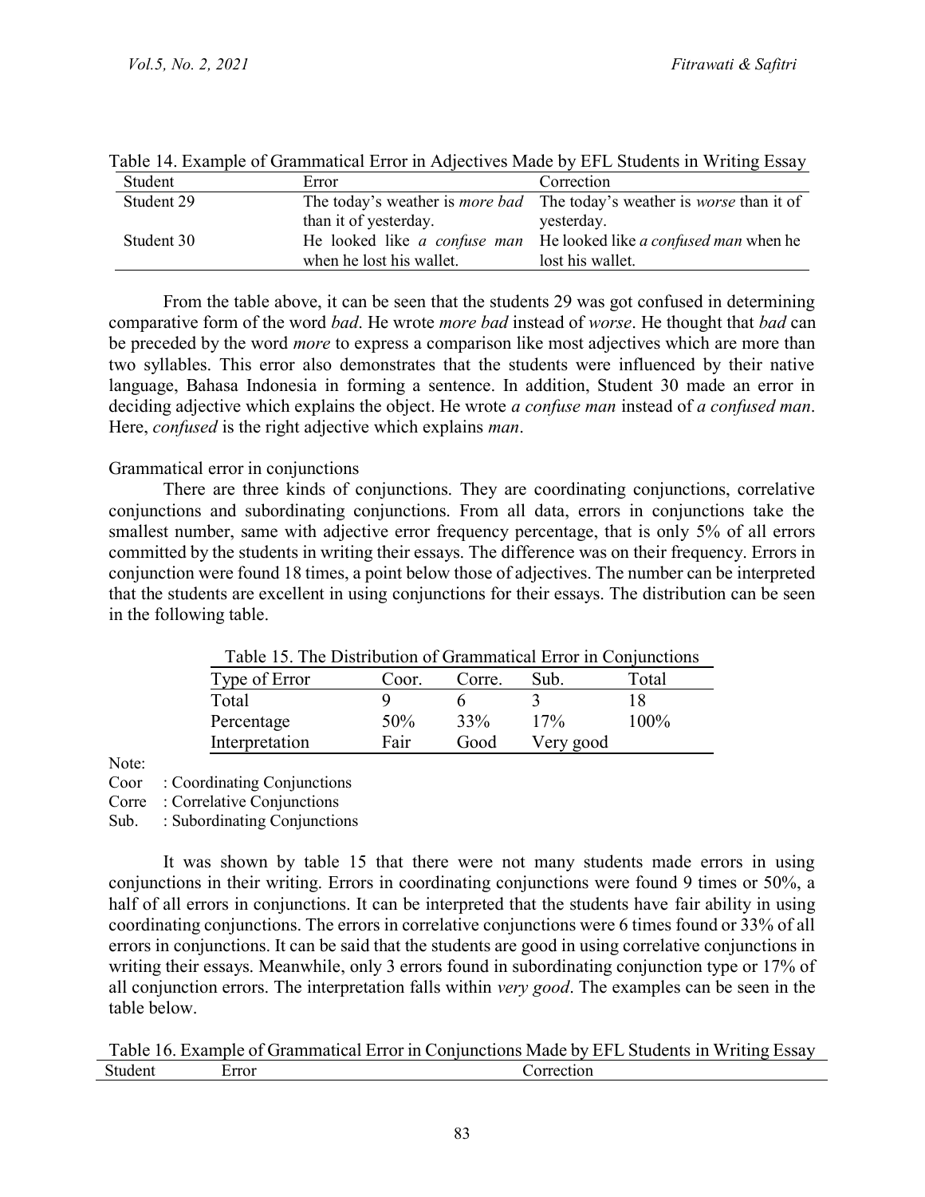Table 14. Example of Grammatical Error in Adjectives Made by EFL Students in Writing Essay

| Student | Error | Correction |
|---|---|---|
| Student 29 | The today's weather is *more bad* than it of yesterday. | The today's weather is *worse* than it of yesterday. |
| Student 30 | He looked like *a confuse man* when he lost his wallet. | He looked like *a confused man* when he lost his wallet. |

From the table above, it can be seen that the students 29 was got confused in determining comparative form of the word *bad*. He wrote *more bad* instead of *worse*. He thought that *bad* can be preceded by the word *more* to express a comparison like most adjectives which are more than two syllables. This error also demonstrates that the students were influenced by their native language, Bahasa Indonesia in forming a sentence. In addition, Student 30 made an error in deciding adjective which explains the object. He wrote *a confuse man* instead of *a confused man*. Here, *confused* is the right adjective which explains *man*.

Grammatical error in conjunctions

There are three kinds of conjunctions. They are coordinating conjunctions, correlative conjunctions and subordinating conjunctions. From all data, errors in conjunctions take the smallest number, same with adjective error frequency percentage, that is only 5% of all errors committed by the students in writing their essays. The difference was on their frequency. Errors in conjunction were found 18 times, a point below those of adjectives. The number can be interpreted that the students are excellent in using conjunctions for their essays. The distribution can be seen in the following table.

Table 15. The Distribution of Grammatical Error in Conjunctions

| Type of Error | Coor. | Corre. | Sub. | Total |
|---|---|---|---|---|
| Total | 9 | 6 | 3 | 18 |
| Percentage | 50% | 33% | 17% | 100% |
| Interpretation | Fair | Good | Very good | |

Note:
Coor : Coordinating Conjunctions
Corre : Correlative Conjunctions
Sub. : Subordinating Conjunctions

It was shown by table 15 that there were not many students made errors in using conjunctions in their writing. Errors in coordinating conjunctions were found 9 times or 50%, a half of all errors in conjunctions. It can be interpreted that the students have fair ability in using coordinating conjunctions. The errors in correlative conjunctions were 6 times found or 33% of all errors in conjunctions. It can be said that the students are good in using correlative conjunctions in writing their essays. Meanwhile, only 3 errors found in subordinating conjunction type or 17% of all conjunction errors. The interpretation falls within *very good*. The examples can be seen in the table below.

Table 16. Example of Grammatical Error in Conjunctions Made by EFL Students in Writing Essay

| Student | Error | Correction |
|---|---|---|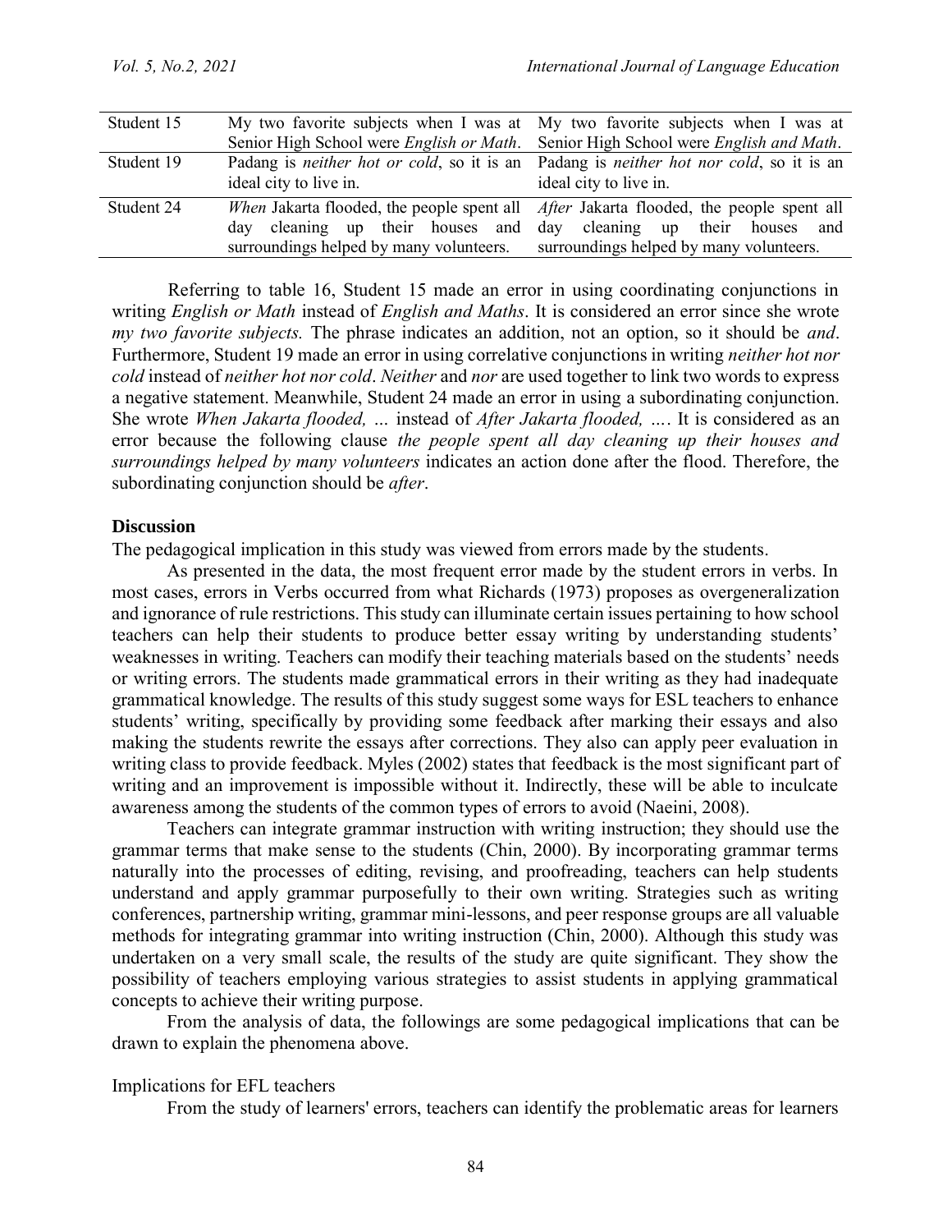| Student 15 | My two favorite subjects when I was at Senior High School were *English or Math*. | My two favorite subjects when I was at Senior High School were *English and Math*. |
|---|---|---|
| Student 19 | Padang is *neither hot or cold*, so it is an ideal city to live in. | Padang is *neither hot nor cold*, so it is an ideal city to live in. |
| Student 24 | *When* Jakarta flooded, the people spent all day cleaning up their houses and surroundings helped by many volunteers. | *After* Jakarta flooded, the people spent all day cleaning up their houses and surroundings helped by many volunteers. |

Referring to table 16, Student 15 made an error in using coordinating conjunctions in writing *English or Math* instead of *English and Maths*. It is considered an error since she wrote *my two favorite subjects.* The phrase indicates an addition, not an option, so it should be *and*. Furthermore, Student 19 made an error in using correlative conjunctions in writing *neither hot nor cold* instead of *neither hot nor cold*. *Neither* and *nor* are used together to link two words to express a negative statement. Meanwhile, Student 24 made an error in using a subordinating conjunction. She wrote *When Jakarta flooded, ...* instead of *After Jakarta flooded, ...*. It is considered as an error because the following clause *the people spent all day cleaning up their houses and surroundings helped by many volunteers* indicates an action done after the flood. Therefore, the subordinating conjunction should be *after*.

**Discussion**

The pedagogical implication in this study was viewed from errors made by the students.

As presented in the data, the most frequent error made by the student errors in verbs. In most cases, errors in Verbs occurred from what Richards (1973) proposes as overgeneralization and ignorance of rule restrictions. This study can illuminate certain issues pertaining to how school teachers can help their students to produce better essay writing by understanding students' weaknesses in writing. Teachers can modify their teaching materials based on the students' needs or writing errors. The students made grammatical errors in their writing as they had inadequate grammatical knowledge. The results of this study suggest some ways for ESL teachers to enhance students' writing, specifically by providing some feedback after marking their essays and also making the students rewrite the essays after corrections. They also can apply peer evaluation in writing class to provide feedback. Myles (2002) states that feedback is the most significant part of writing and an improvement is impossible without it. Indirectly, these will be able to inculcate awareness among the students of the common types of errors to avoid (Naeini, 2008).

Teachers can integrate grammar instruction with writing instruction; they should use the grammar terms that make sense to the students (Chin, 2000). By incorporating grammar terms naturally into the processes of editing, revising, and proofreading, teachers can help students understand and apply grammar purposefully to their own writing. Strategies such as writing conferences, partnership writing, grammar mini-lessons, and peer response groups are all valuable methods for integrating grammar into writing instruction (Chin, 2000). Although this study was undertaken on a very small scale, the results of the study are quite significant. They show the possibility of teachers employing various strategies to assist students in applying grammatical concepts to achieve their writing purpose.

From the analysis of data, the followings are some pedagogical implications that can be drawn to explain the phenomena above.

Implications for EFL teachers

From the study of learners' errors, teachers can identify the problematic areas for learners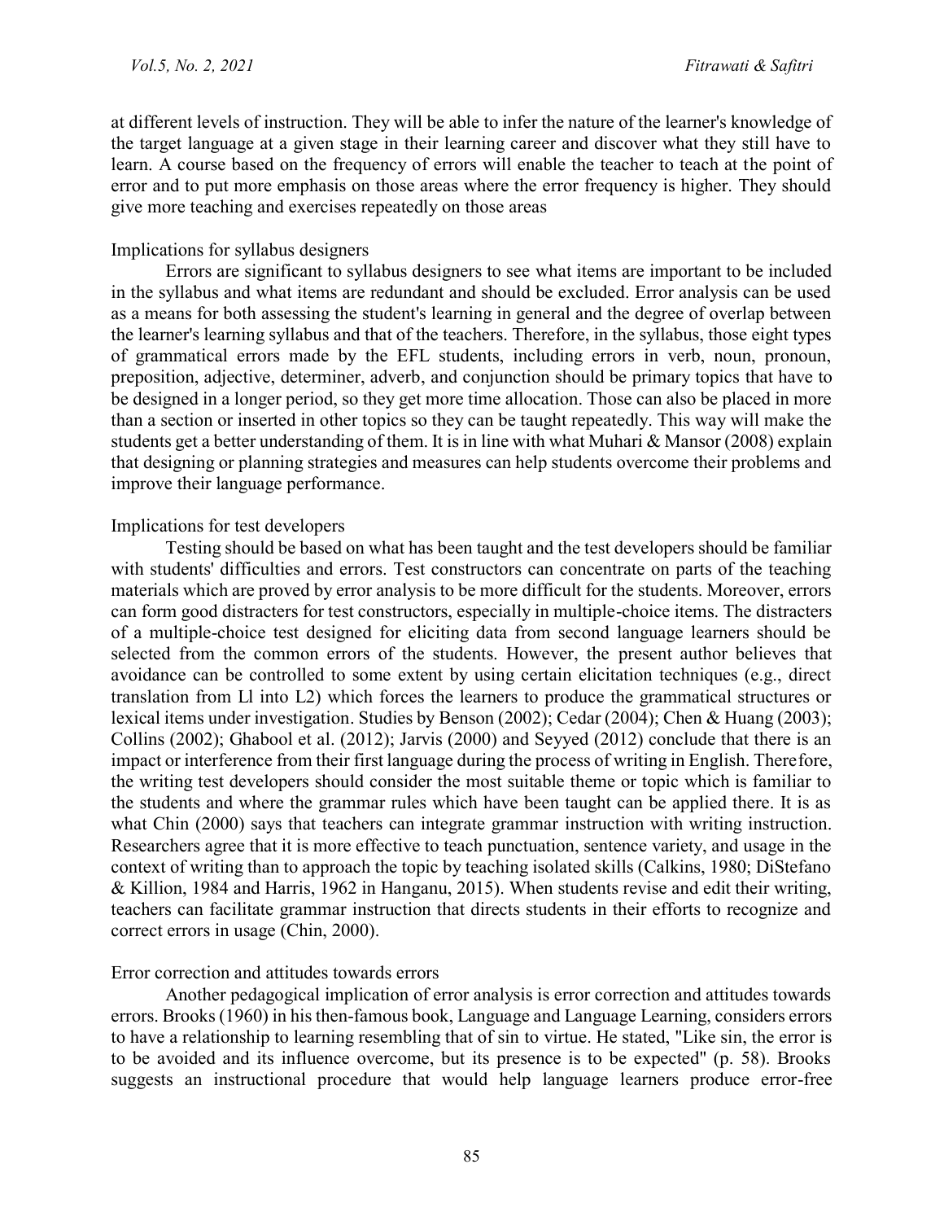at different levels of instruction. They will be able to infer the nature of the learner's knowledge of the target language at a given stage in their learning career and discover what they still have to learn. A course based on the frequency of errors will enable the teacher to teach at the point of error and to put more emphasis on those areas where the error frequency is higher. They should give more teaching and exercises repeatedly on those areas

### Implications for syllabus designers

Errors are significant to syllabus designers to see what items are important to be included in the syllabus and what items are redundant and should be excluded. Error analysis can be used as a means for both assessing the student's learning in general and the degree of overlap between the learner's learning syllabus and that of the teachers. Therefore, in the syllabus, those eight types of grammatical errors made by the EFL students, including errors in verb, noun, pronoun, preposition, adjective, determiner, adverb, and conjunction should be primary topics that have to be designed in a longer period, so they get more time allocation. Those can also be placed in more than a section or inserted in other topics so they can be taught repeatedly. This way will make the students get a better understanding of them. It is in line with what Muhari & Mansor (2008) explain that designing or planning strategies and measures can help students overcome their problems and improve their language performance.

### Implications for test developers

Testing should be based on what has been taught and the test developers should be familiar with students' difficulties and errors. Test constructors can concentrate on parts of the teaching materials which are proved by error analysis to be more difficult for the students. Moreover, errors can form good distracters for test constructors, especially in multiple-choice items. The distracters of a multiple-choice test designed for eliciting data from second language learners should be selected from the common errors of the students. However, the present author believes that avoidance can be controlled to some extent by using certain elicitation techniques (e.g., direct translation from Ll into L2) which forces the learners to produce the grammatical structures or lexical items under investigation. Studies by Benson (2002); Cedar (2004); Chen & Huang (2003); Collins (2002); Ghabool et al. (2012); Jarvis (2000) and Seyyed (2012) conclude that there is an impact or interference from their first language during the process of writing in English. Therefore, the writing test developers should consider the most suitable theme or topic which is familiar to the students and where the grammar rules which have been taught can be applied there. It is as what Chin (2000) says that teachers can integrate grammar instruction with writing instruction. Researchers agree that it is more effective to teach punctuation, sentence variety, and usage in the context of writing than to approach the topic by teaching isolated skills (Calkins, 1980; DiStefano & Killion, 1984 and Harris, 1962 in Hanganu, 2015). When students revise and edit their writing, teachers can facilitate grammar instruction that directs students in their efforts to recognize and correct errors in usage (Chin, 2000).

### Error correction and attitudes towards errors

Another pedagogical implication of error analysis is error correction and attitudes towards errors. Brooks (1960) in his then-famous book, Language and Language Learning, considers errors to have a relationship to learning resembling that of sin to virtue. He stated, "Like sin, the error is to be avoided and its influence overcome, but its presence is to be expected" (p. 58). Brooks suggests an instructional procedure that would help language learners produce error-free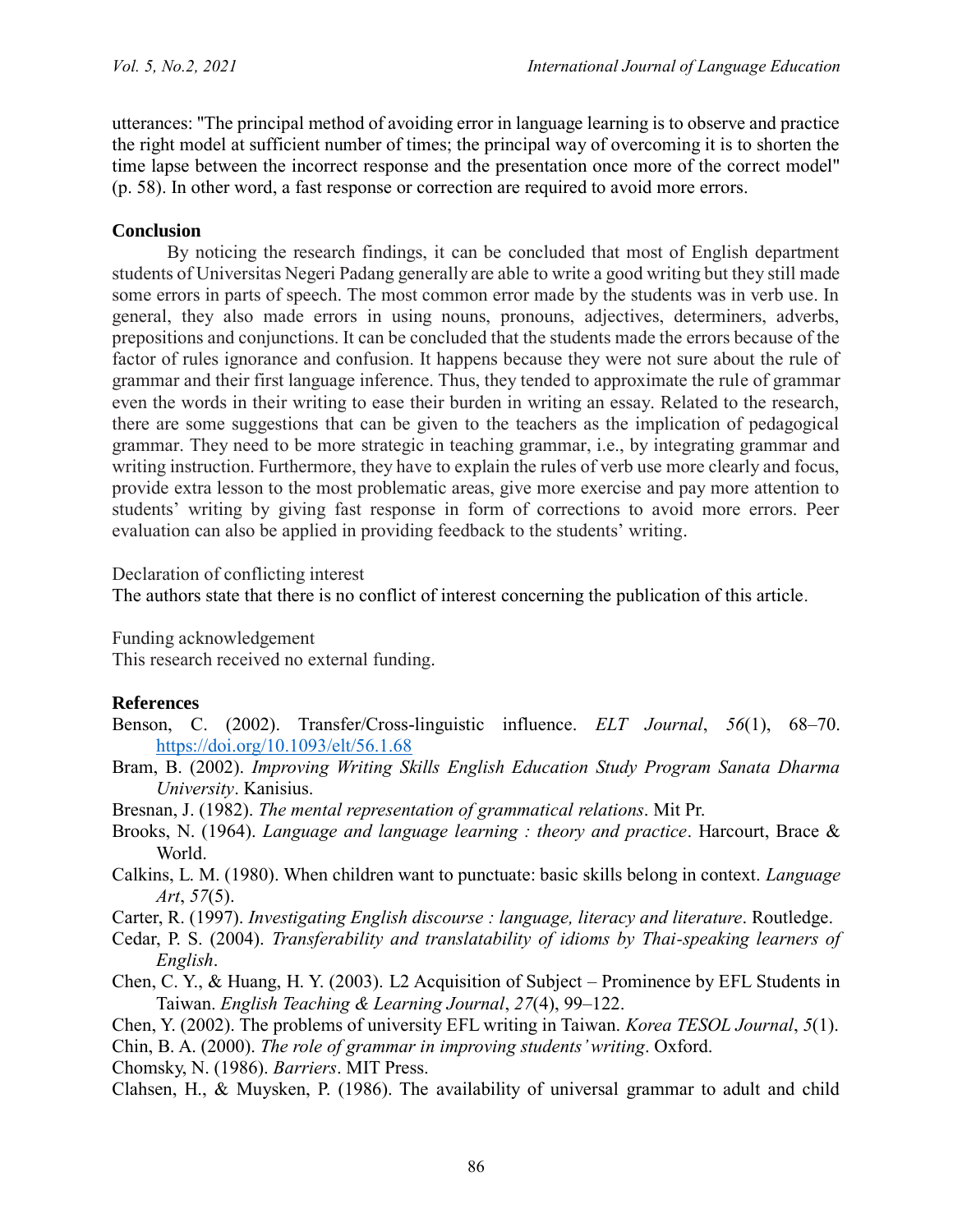utterances: "The principal method of avoiding error in language learning is to observe and practice the right model at sufficient number of times; the principal way of overcoming it is to shorten the time lapse between the incorrect response and the presentation once more of the correct model" (p. 58). In other word, a fast response or correction are required to avoid more errors.

## Conclusion

By noticing the research findings, it can be concluded that most of English department students of Universitas Negeri Padang generally are able to write a good writing but they still made some errors in parts of speech. The most common error made by the students was in verb use. In general, they also made errors in using nouns, pronouns, adjectives, determiners, adverbs, prepositions and conjunctions. It can be concluded that the students made the errors because of the factor of rules ignorance and confusion. It happens because they were not sure about the rule of grammar and their first language inference. Thus, they tended to approximate the rule of grammar even the words in their writing to ease their burden in writing an essay. Related to the research, there are some suggestions that can be given to the teachers as the implication of pedagogical grammar. They need to be more strategic in teaching grammar, i.e., by integrating grammar and writing instruction. Furthermore, they have to explain the rules of verb use more clearly and focus, provide extra lesson to the most problematic areas, give more exercise and pay more attention to students' writing by giving fast response in form of corrections to avoid more errors. Peer evaluation can also be applied in providing feedback to the students' writing.

Declaration of conflicting interest

The authors state that there is no conflict of interest concerning the publication of this article.

Funding acknowledgement

This research received no external funding.

## References

Benson, C. (2002). Transfer/Cross-linguistic influence. *ELT Journal*, *56*(1), 68–70. https://doi.org/10.1093/elt/56.1.68

Bram, B. (2002). *Improving Writing Skills English Education Study Program Sanata Dharma University*. Kanisius.

Bresnan, J. (1982). *The mental representation of grammatical relations*. Mit Pr.

Brooks, N. (1964). *Language and language learning : theory and practice*. Harcourt, Brace & World.

Calkins, L. M. (1980). When children want to punctuate: basic skills belong in context. *Language Art*, *57*(5).

Carter, R. (1997). *Investigating English discourse : language, literacy and literature*. Routledge.

Cedar, P. S. (2004). *Transferability and translatability of idioms by Thai-speaking learners of English*.

Chen, C. Y., & Huang, H. Y. (2003). L2 Acquisition of Subject – Prominence by EFL Students in Taiwan. *English Teaching & Learning Journal*, *27*(4), 99–122.

Chen, Y. (2002). The problems of university EFL writing in Taiwan. *Korea TESOL Journal*, *5*(1).

Chin, B. A. (2000). *The role of grammar in improving students' writing*. Oxford.

Chomsky, N. (1986). *Barriers*. MIT Press.

Clahsen, H., & Muysken, P. (1986). The availability of universal grammar to adult and child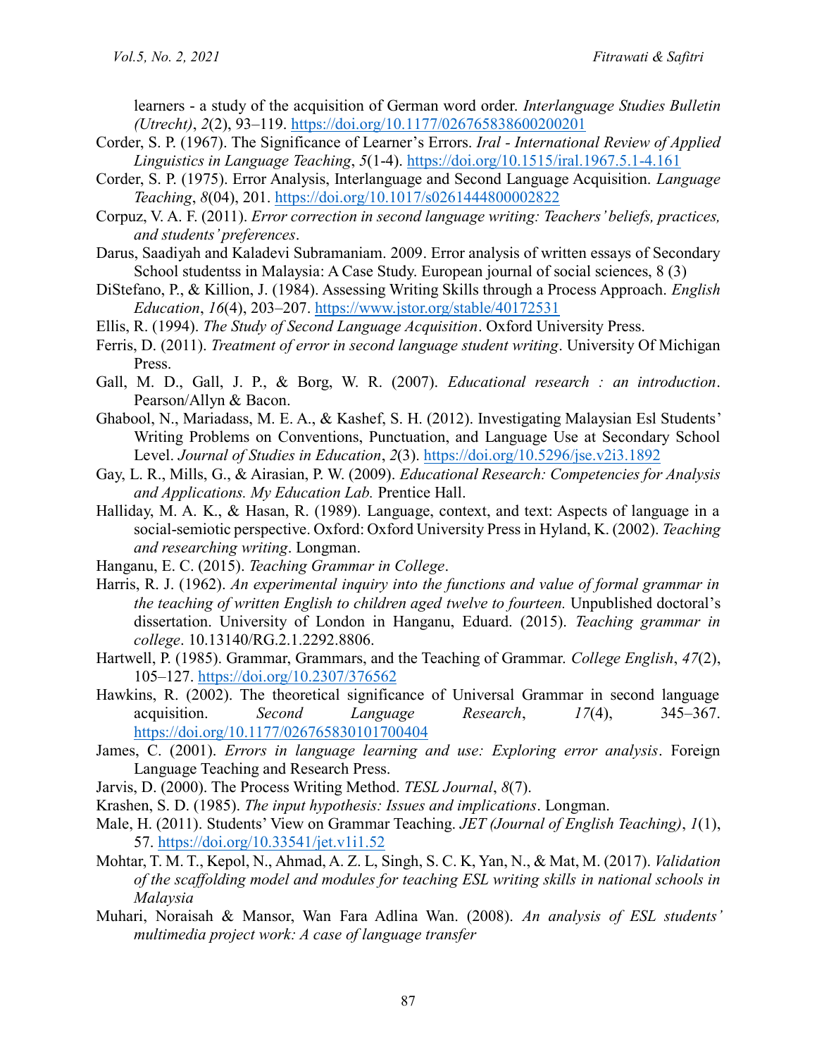learners - a study of the acquisition of German word order. *Interlanguage Studies Bulletin (Utrecht)*, *2*(2), 93–119. https://doi.org/10.1177/026765838600200201

Corder, S. P. (1967). The Significance of Learner's Errors. *Iral - International Review of Applied Linguistics in Language Teaching*, *5*(1-4). https://doi.org/10.1515/iral.1967.5.1-4.161

Corder, S. P. (1975). Error Analysis, Interlanguage and Second Language Acquisition. *Language Teaching*, *8*(04), 201. https://doi.org/10.1017/s0261444800002822

Corpuz, V. A. F. (2011). *Error correction in second language writing: Teachers' beliefs, practices, and students' preferences*.

Darus, Saadiyah and Kaladevi Subramaniam. 2009. Error analysis of written essays of Secondary School studentss in Malaysia: A Case Study. European journal of social sciences, 8 (3)

DiStefano, P., & Killion, J. (1984). Assessing Writing Skills through a Process Approach. *English Education*, *16*(4), 203–207. https://www.jstor.org/stable/40172531

Ellis, R. (1994). *The Study of Second Language Acquisition*. Oxford University Press.

Ferris, D. (2011). *Treatment of error in second language student writing*. University Of Michigan Press.

Gall, M. D., Gall, J. P., & Borg, W. R. (2007). *Educational research : an introduction*. Pearson/Allyn & Bacon.

Ghabool, N., Mariadass, M. E. A., & Kashef, S. H. (2012). Investigating Malaysian Esl Students' Writing Problems on Conventions, Punctuation, and Language Use at Secondary School Level. *Journal of Studies in Education*, *2*(3). https://doi.org/10.5296/jse.v2i3.1892

Gay, L. R., Mills, G., & Airasian, P. W. (2009). *Educational Research: Competencies for Analysis and Applications. My Education Lab.* Prentice Hall.

Halliday, M. A. K., & Hasan, R. (1989). Language, context, and text: Aspects of language in a social-semiotic perspective. Oxford: Oxford University Press in Hyland, K. (2002). *Teaching and researching writing*. Longman.

Hanganu, E. C. (2015). *Teaching Grammar in College*.

Harris, R. J. (1962). *An experimental inquiry into the functions and value of formal grammar in the teaching of written English to children aged twelve to fourteen.* Unpublished doctoral's dissertation. University of London in Hanganu, Eduard. (2015). *Teaching grammar in college*. 10.13140/RG.2.1.2292.8806.

Hartwell, P. (1985). Grammar, Grammars, and the Teaching of Grammar. *College English*, *47*(2), 105–127. https://doi.org/10.2307/376562

Hawkins, R. (2002). The theoretical significance of Universal Grammar in second language acquisition. *Second Language Research*, *17*(4), 345–367. https://doi.org/10.1177/026765830101700404

James, C. (2001). *Errors in language learning and use: Exploring error analysis*. Foreign Language Teaching and Research Press.

Jarvis, D. (2000). The Process Writing Method. *TESL Journal*, *8*(7).

Krashen, S. D. (1985). *The input hypothesis: Issues and implications*. Longman.

Male, H. (2011). Students' View on Grammar Teaching. *JET (Journal of English Teaching)*, *1*(1), 57. https://doi.org/10.33541/jet.v1i1.52

Mohtar, T. M. T., Kepol, N., Ahmad, A. Z. L, Singh, S. C. K, Yan, N., & Mat, M. (2017). *Validation of the scaffolding model and modules for teaching ESL writing skills in national schools in Malaysia*

Muhari, Noraisah & Mansor, Wan Fara Adlina Wan. (2008). *An analysis of ESL students' multimedia project work: A case of language transfer*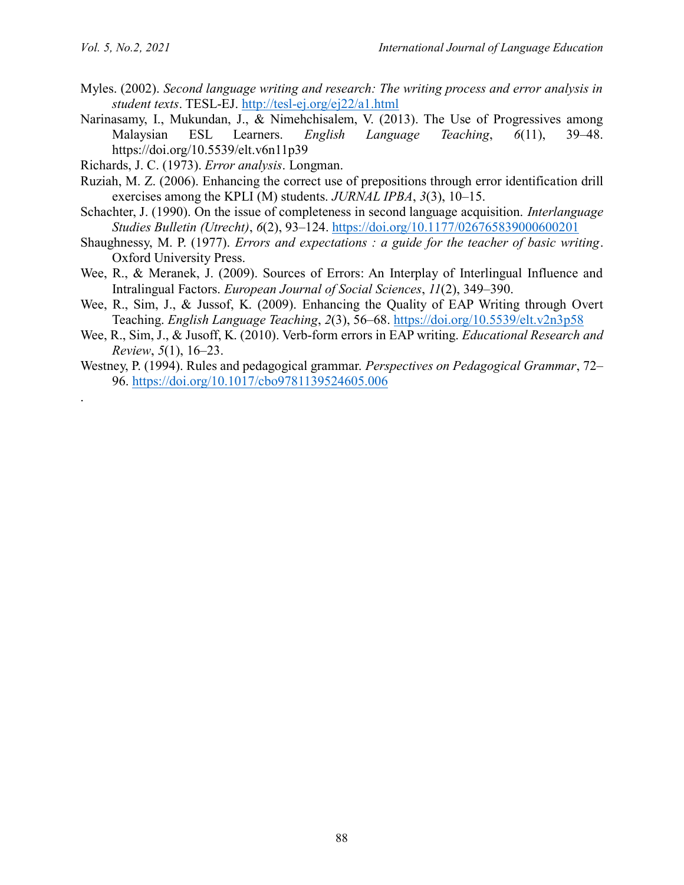Myles. (2002). *Second language writing and research: The writing process and error analysis in student texts*. TESL-EJ. http://tesl-ej.org/ej22/a1.html

Narinasamy, I., Mukundan, J., & Nimehchisalem, V. (2013). The Use of Progressives among Malaysian ESL Learners. *English Language Teaching*, *6*(11), 39–48. https://doi.org/10.5539/elt.v6n11p39

Richards, J. C. (1973). *Error analysis*. Longman.

Ruziah, M. Z. (2006). Enhancing the correct use of prepositions through error identification drill exercises among the KPLI (M) students. *JURNAL IPBA*, *3*(3), 10–15.

Schachter, J. (1990). On the issue of completeness in second language acquisition. *Interlanguage Studies Bulletin (Utrecht)*, *6*(2), 93–124. https://doi.org/10.1177/026765839000600201

Shaughnessy, M. P. (1977). *Errors and expectations : a guide for the teacher of basic writing*. Oxford University Press.

Wee, R., & Meranek, J. (2009). Sources of Errors: An Interplay of Interlingual Influence and Intralingual Factors. *European Journal of Social Sciences*, *11*(2), 349–390.

Wee, R., Sim, J., & Jussof, K. (2009). Enhancing the Quality of EAP Writing through Overt Teaching. *English Language Teaching*, *2*(3), 56–68. https://doi.org/10.5539/elt.v2n3p58

Wee, R., Sim, J., & Jusoff, K. (2010). Verb-form errors in EAP writing. *Educational Research and Review*, *5*(1), 16–23.

Westney, P. (1994). Rules and pedagogical grammar. *Perspectives on Pedagogical Grammar*, 72–96. https://doi.org/10.1017/cbo9781139524605.006